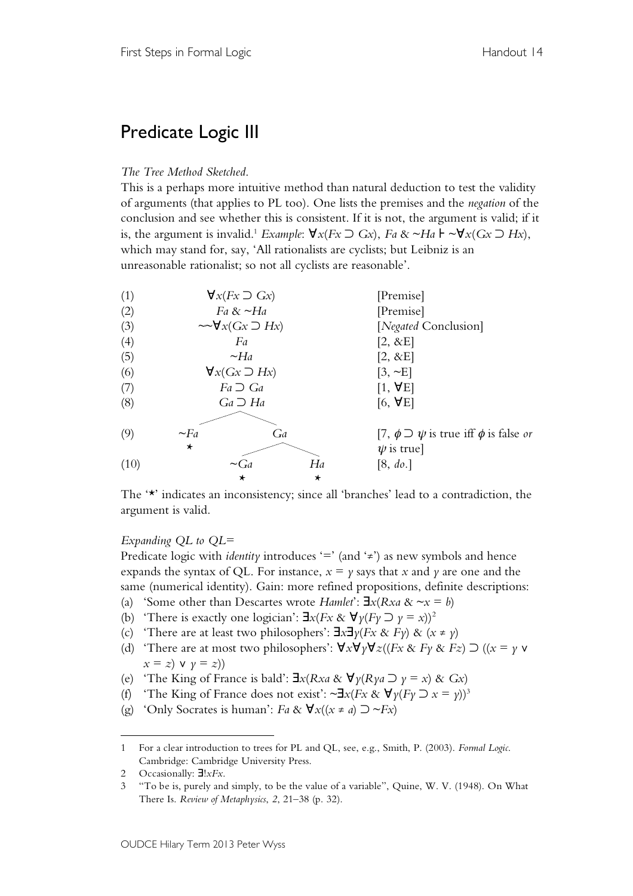# Predicate Logic III

*The Tree Method Sketched.*

This is a perhaps more intuitive method than natural deduction to test the validity of arguments (that applies to PL too). One lists the premises and the *negation* of the conclusion and see whether this is consistent. If it is not, the argument is valid; if it is, the argument is invalid.[1] *Example*: $\forall x(Fx \supset Gx)$, $Fa$ & $\sim Ha \vdash \sim\forall x(Gx \supset Hx)$, which may stand for, say, 'All rationalists are cyclists; but Leibniz is an unreasonable rationalist; so not all cyclists are reasonable'.

| | | |
|---|---|---|
| (1) | $\forall x(Fx \supset Gx)$ | [Premise] |
| (2) | $Fa$ & $\sim Ha$ | [Premise] |
| (3) | $\sim\sim\forall x(Gx \supset Hx)$ | [*Negated* Conclusion] |
| (4) | $Fa$ | [2, &E] |
| (5) | $\sim Ha$ | [2, &E] |
| (6) | $\forall x(Gx \supset Hx)$ | [3, ~E] |
| (7) | $Fa \supset Ga$ | [1, ∀E] |
| (8) | $Ga \supset Ha$ | [6, ∀E] |
| (9) | $\sim Fa$ ⋆ / $Ga$ | [7, $\phi \supset \psi$ is true iff $\phi$ is false *or* $\psi$ is true] |
| (10) | (under $Ga$:) $\sim Ga$ ⋆ / $Ha$ ⋆ | [8, *do.*] |

The '⋆' indicates an inconsistency; since all 'branches' lead to a contradiction, the argument is valid.

*Expanding QL to QL=*

Predicate logic with *identity* introduces '=' (and '≠') as new symbols and hence expands the syntax of QL. For instance, $x = y$ says that $x$ and $y$ are one and the same (numerical identity). Gain: more refined propositions, definite descriptions:

(a) 'Some other than Descartes wrote *Hamlet*': $\exists x(Rxa$ & $\sim x = b)$

(b) 'There is exactly one logician': $\exists x(Fx$ & $\forall y(Fy \supset y = x))$[2]

(c) 'There are at least two philosophers': $\exists x\exists y(Fx$ & $Fy)$ & $(x \neq y)$

(d) 'There are at most two philosophers': $\forall x\forall y\forall z((Fx$ & $Fy$ & $Fz) \supset ((x = y \vee x = z) \vee y = z))$

(e) 'The King of France is bald': $\exists x(Rxa$ & $\forall y(Rya \supset y = x)$ & $Gx)$

(f) 'The King of France does not exist': $\sim\exists x(Fx$ & $\forall y(Fy \supset x = y))$[3]

(g) 'Only Socrates is human': $Fa$ & $\forall x((x \neq a) \supset \sim Fx)$

---

1 For a clear introduction to trees for PL and QL, see, e.g., Smith, P. (2003). *Formal Logic.* Cambridge: Cambridge University Press.

2 Occasionally: $\exists!xFx$.

3 "To be is, purely and simply, to be the value of a variable", Quine, W. V. (1948). On What There Is. *Review of Metaphysics, 2*, 21–38 (p. 32).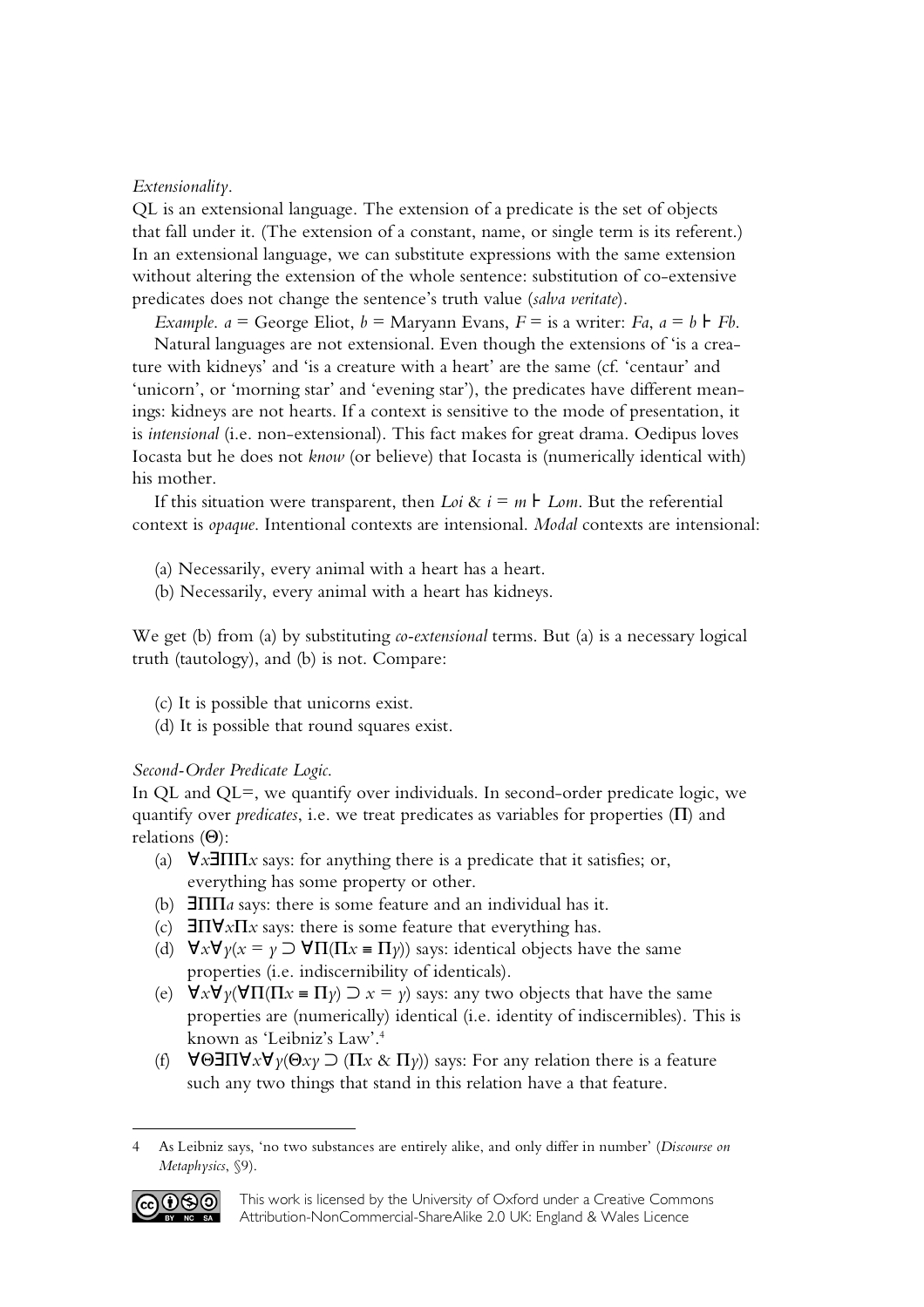*Extensionality.*

QL is an extensional language. The extension of a predicate is the set of objects that fall under it. (The extension of a constant, name, or single term is its referent.) In an extensional language, we can substitute expressions with the same extension without altering the extension of the whole sentence: substitution of co-extensive predicates does not change the sentence's truth value (*salva veritate*).

*Example.* $a$ = George Eliot, $b$ = Maryann Evans, $F$ = is a writer: $Fa$, $a = b \vdash Fb$.

Natural languages are not extensional. Even though the extensions of 'is a creature with kidneys' and 'is a creature with a heart' are the same (cf. 'centaur' and 'unicorn', or 'morning star' and 'evening star'), the predicates have different meanings: kidneys are not hearts. If a context is sensitive to the mode of presentation, it is *intensional* (i.e. non-extensional). This fact makes for great drama. Oedipus loves Iocasta but he does not *know* (or believe) that Iocasta is (numerically identical with) his mother.

If this situation were transparent, then $Loi$ & $i = m \vdash Lom$. But the referential context is *opaque*. Intentional contexts are intensional. *Modal* contexts are intensional:

(a) Necessarily, every animal with a heart has a heart.
(b) Necessarily, every animal with a heart has kidneys.

We get (b) from (a) by substituting *co-extensional* terms. But (a) is a necessary logical truth (tautology), and (b) is not. Compare:

(c) It is possible that unicorns exist.
(d) It is possible that round squares exist.

*Second-Order Predicate Logic.*

In QL and QL=, we quantify over individuals. In second-order predicate logic, we quantify over *predicates*, i.e. we treat predicates as variables for properties ($\Pi$) and relations ($\Theta$):

(a) $\forall x \exists \Pi \Pi x$ says: for anything there is a predicate that it satisfies; or, everything has some property or other.
(b) $\exists \Pi \Pi a$ says: there is some feature and an individual has it.
(c) $\exists \Pi \forall x \Pi x$ says: there is some feature that everything has.
(d) $\forall x \forall y (x = y \supset \forall \Pi (\Pi x \equiv \Pi y))$ says: identical objects have the same properties (i.e. indiscernibility of identicals).
(e) $\forall x \forall y (\forall \Pi (\Pi x \equiv \Pi y) \supset x = y)$ says: any two objects that have the same properties are (numerically) identical (i.e. identity of indiscernibles). This is known as 'Leibniz's Law'.[4]
(f) $\forall \Theta \exists \Pi \forall x \forall y (\Theta xy \supset (\Pi x \;\&\; \Pi y))$ says: For any relation there is a feature such any two things that stand in this relation have a that feature.

---

4 As Leibniz says, 'no two substances are entirely alike, and only differ in number' (*Discourse on Metaphysics*, §9).

This work is licensed by the University of Oxford under a Creative Commons Attribution-NonCommercial-ShareAlike 2.0 UK: England & Wales Licence